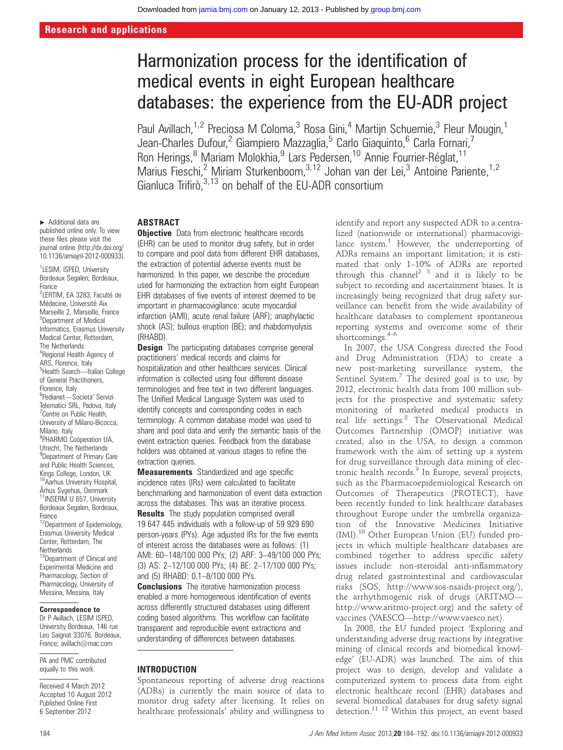Research and applications

# Harmonization process for the identification of medical events in eight European healthcare databases: the experience from the EU-ADR project

Paul Avillach,[1,2] Preciosa M Coloma,[3] Rosa Gini,[4] Martijn Schuemie,[3] Fleur Mougin,[1] Jean-Charles Dufour,[2] Giampiero Mazzaglia,[5] Carlo Giaquinto,[6] Carla Fornari,[7] Ron Herings,[8] Mariam Molokhia,[9] Lars Pedersen,[10] Annie Fourrier-Réglat,[11] Marius Fieschi,[2] Miriam Sturkenboom,[3,12] Johan van der Lei,[3] Antoine Pariente,[1,2] Gianluca Trifirò,[3,13] on behalf of the EU-ADR consortium

► Additional data are published online only. To view these files please visit the journal online (http://dx.doi.org/10.1136/amiajnl-2012-000933).

[1]LESIM, ISPED, University Bordeaux Segalen, Bordeaux, France
[2]LERTIM, EA 3283, Faculté de Médecine, Université Aix Marseille 2, Marseille, France
[3]Department of Medical Informatics, Erasmus University Medical Center, Rotterdam, The Netherlands
[4]Regional Health Agency of ARS, Florence, Italy
[5]Health Search—Italian College of General Practitioners, Florence, Italy
[6]Pedianet—Societa' Servizi Telematici SRL, Padova, Italy
[7]Centre on Public Health, University of Milano-Bicocca, Milano, Italy
[8]PHARMO Coöperation UA, Utrecht, The Netherlands
[9]Department of Primary Care and Public Health Sciences, Kings College, London, UK
[10]Aarhus University Hospital, Århus Sygehus, Denmark
[11]INSERM U 657, University Bordeaux Segalen, Bordeaux, France
[12]Department of Epidemiology, Erasmus University Medical Center, Rotterdam, The Netherlands
[13]Department of Clinical and Experimental Medicine and Pharmacology, Section of Pharmacology, University of Messina, Messina, Italy

**Correspondence to**
Dr P Avillach, LESIM ISPED, University Bordeaux, 146 rue Leo Saignat 33076, Bordeaux, France; avillach@mac.com

PA and PMC contributed equally to this work.

Received 4 March 2012
Accepted 10 August 2012
Published Online First 6 September 2012

## ABSTRACT

**Objective** Data from electronic healthcare records (EHR) can be used to monitor drug safety, but in order to compare and pool data from different EHR databases, the extraction of potential adverse events must be harmonized. In this paper, we describe the procedure used for harmonizing the extraction from eight European EHR databases of five events of interest deemed to be important in pharmacovigilance: acute myocardial infarction (AMI); acute renal failure (ARF); anaphylactic shock (AS); bullous eruption (BE); and rhabdomyolysis (RHABD).

**Design** The participating databases comprise general practitioners' medical records and claims for hospitalization and other healthcare services. Clinical information is collected using four different disease terminologies and free text in two different languages. The Unified Medical Language System was used to identify concepts and corresponding codes in each terminology. A common database model was used to share and pool data and verify the semantic basis of the event extraction queries. Feedback from the database holders was obtained at various stages to refine the extraction queries.

**Measurements** Standardized and age specific incidence rates (IRs) were calculated to facilitate benchmarking and harmonization of event data extraction across the databases. This was an iterative process.

**Results** The study population comprised overall 19 647 445 individuals with a follow-up of 59 929 690 person-years (PYs). Age adjusted IRs for the five events of interest across the databases were as follows: (1) AMI: 60–148/100 000 PYs; (2) ARF: 3–49/100 000 PYs; (3) AS: 2–12/100 000 PYs; (4) BE: 2–17/100 000 PYs; and (5) RHABD: 0.1–8/100 000 PYs.

**Conclusions** The iterative harmonization process enabled a more homogeneous identification of events across differently structured databases using different coding based algorithms. This workflow can facilitate transparent and reproducible event extractions and understanding of differences between databases.

## INTRODUCTION

Spontaneous reporting of adverse drug reactions (ADRs) is currently the main source of data to monitor drug safety after licensing. It relies on healthcare professionals' ability and willingness to identify and report any suspected ADR to a centralized (nationwide or international) pharmacovigilance system.[1] However, the underreporting of ADRs remains an important limitation; it is estimated that only 1–10% of ADRs are reported through this channel[2 3] and it is likely to be subject to recording and ascertainment biases. It is increasingly being recognized that drug safety surveillance can benefit from the wide availability of healthcare databases to complement spontaneous reporting systems and overcome some of their shortcomings.[4–6]

In 2007, the USA Congress directed the Food and Drug Administration (FDA) to create a new post-marketing surveillance system, the Sentinel System.[7] The desired goal is to use, by 2012, electronic health data from 100 million subjects for the prospective and systematic safety monitoring of marketed medical products in real life settings.[8] The Observational Medical Outcomes Partnership (OMOP) initiative was created, also in the USA, to design a common framework with the aim of setting up a system for drug surveillance through data mining of electronic health records.[9] In Europe, several projects, such as the Pharmacoepidemiological Research on Outcomes of Therapeutics (PROTECT), have been recently funded to link healthcare databases throughout Europe under the umbrella organization of the Innovative Medicines Initiative (IMI).[10] Other European Union (EU) funded projects in which multiple healthcare databases are combined together to address specific safety issues include: non-steroidal anti-inflammatory drug related gastrointestinal and cardiovascular risks (SOS, http://www.sos-nsaids-project.org/), the arrhythmogenic risk of drugs (ARITMO—http://www.aritmo-project.org) and the safety of vaccines (VAESCO—http://www.vaesco.net).

In 2008, the EU funded project 'Exploring and understanding adverse drug reactions by integrative mining of clinical records and biomedical knowledge' (EU-ADR) was launched. The aim of this project was to design, develop and validate a computerized system to process data from eight electronic healthcare record (EHR) databases and several biomedical databases for drug safety signal detection.[11 12] Within this project, an event based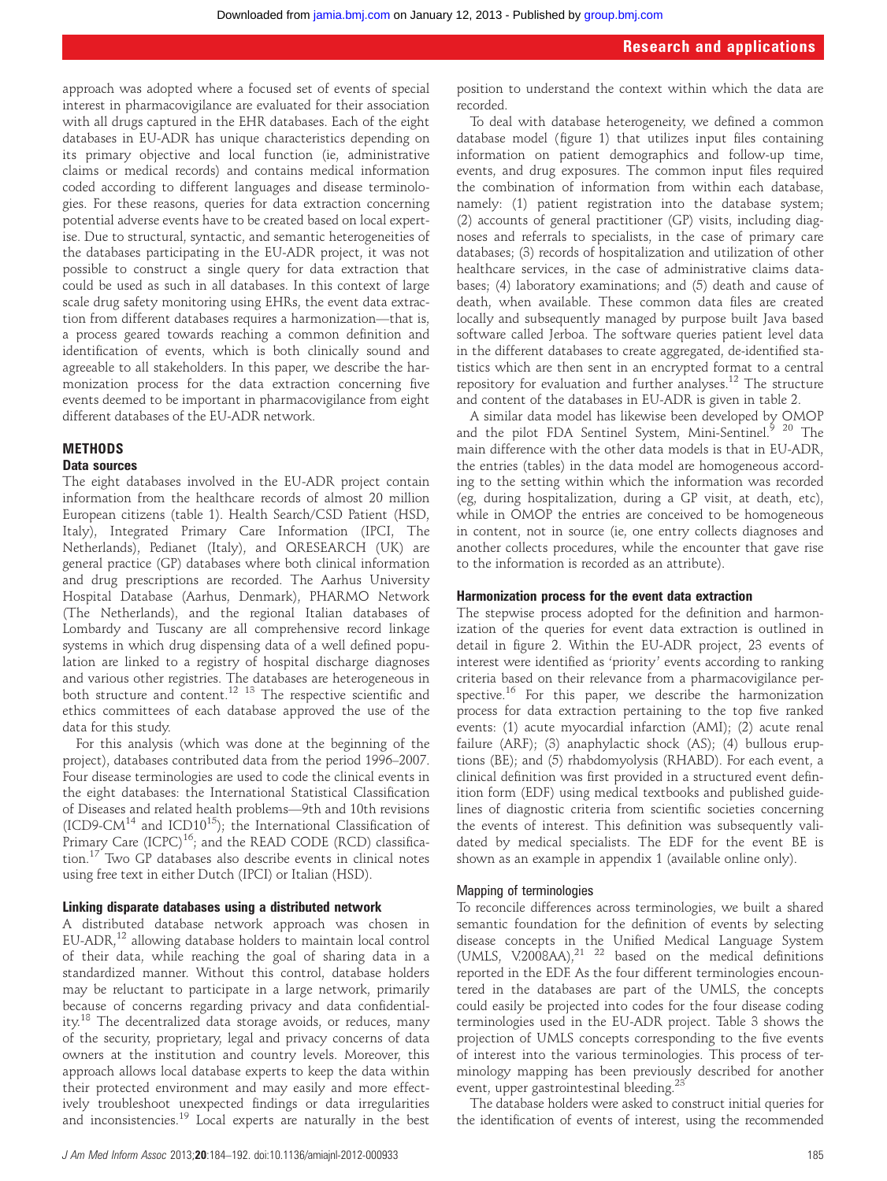approach was adopted where a focused set of events of special interest in pharmacovigilance are evaluated for their association with all drugs captured in the EHR databases. Each of the eight databases in EU-ADR has unique characteristics depending on its primary objective and local function (ie, administrative claims or medical records) and contains medical information coded according to different languages and disease terminologies. For these reasons, queries for data extraction concerning potential adverse events have to be created based on local expertise. Due to structural, syntactic, and semantic heterogeneities of the databases participating in the EU-ADR project, it was not possible to construct a single query for data extraction that could be used as such in all databases. In this context of large scale drug safety monitoring using EHRs, the event data extraction from different databases requires a harmonization—that is, a process geared towards reaching a common definition and identification of events, which is both clinically sound and agreeable to all stakeholders. In this paper, we describe the harmonization process for the data extraction concerning five events deemed to be important in pharmacovigilance from eight different databases of the EU-ADR network.

## METHODS

### Data sources

The eight databases involved in the EU-ADR project contain information from the healthcare records of almost 20 million European citizens (table 1). Health Search/CSD Patient (HSD, Italy), Integrated Primary Care Information (IPCI, The Netherlands), Pedianet (Italy), and QRESEARCH (UK) are general practice (GP) databases where both clinical information and drug prescriptions are recorded. The Aarhus University Hospital Database (Aarhus, Denmark), PHARMO Network (The Netherlands), and the regional Italian databases of Lombardy and Tuscany are all comprehensive record linkage systems in which drug dispensing data of a well defined population are linked to a registry of hospital discharge diagnoses and various other registries. The databases are heterogeneous in both structure and content.[12 13] The respective scientific and ethics committees of each database approved the use of the data for this study.

For this analysis (which was done at the beginning of the project), databases contributed data from the period 1996–2007. Four disease terminologies are used to code the clinical events in the eight databases: the International Statistical Classification of Diseases and related health problems—9th and 10th revisions (ICD9-CM[14] and ICD10[15]); the International Classification of Primary Care (ICPC)[16]; and the READ CODE (RCD) classification.[17] Two GP databases also describe events in clinical notes using free text in either Dutch (IPCI) or Italian (HSD).

### Linking disparate databases using a distributed network

A distributed database network approach was chosen in EU-ADR,[12] allowing database holders to maintain local control of their data, while reaching the goal of sharing data in a standardized manner. Without this control, database holders may be reluctant to participate in a large network, primarily because of concerns regarding privacy and data confidentiality.[18] The decentralized data storage avoids, or reduces, many of the security, proprietary, legal and privacy concerns of data owners at the institution and country levels. Moreover, this approach allows local database experts to keep the data within their protected environment and may easily and more effectively troubleshoot unexpected findings or data irregularities and inconsistencies.[19] Local experts are naturally in the best position to understand the context within which the data are recorded.

To deal with database heterogeneity, we defined a common database model (figure 1) that utilizes input files containing information on patient demographics and follow-up time, events, and drug exposures. The common input files required the combination of information from within each database, namely: (1) patient registration into the database system; (2) accounts of general practitioner (GP) visits, including diagnoses and referrals to specialists, in the case of primary care databases; (3) records of hospitalization and utilization of other healthcare services, in the case of administrative claims databases; (4) laboratory examinations; and (5) death and cause of death, when available. These common data files are created locally and subsequently managed by purpose built Java based software called Jerboa. The software queries patient level data in the different databases to create aggregated, de-identified statistics which are then sent in an encrypted format to a central repository for evaluation and further analyses.[12] The structure and content of the databases in EU-ADR is given in table 2.

A similar data model has likewise been developed by OMOP and the pilot FDA Sentinel System, Mini-Sentinel.[9 20] The main difference with the other data models is that in EU-ADR, the entries (tables) in the data model are homogeneous according to the setting within which the information was recorded (eg, during hospitalization, during a GP visit, at death, etc), while in OMOP the entries are conceived to be homogeneous in content, not in source (ie, one entry collects diagnoses and another collects procedures, while the encounter that gave rise to the information is recorded as an attribute).

### Harmonization process for the event data extraction

The stepwise process adopted for the definition and harmonization of the queries for event data extraction is outlined in detail in figure 2. Within the EU-ADR project, 23 events of interest were identified as 'priority' events according to ranking criteria based on their relevance from a pharmacovigilance perspective.[16] For this paper, we describe the harmonization process for data extraction pertaining to the top five ranked events: (1) acute myocardial infarction (AMI); (2) acute renal failure (ARF); (3) anaphylactic shock (AS); (4) bullous eruptions (BE); and (5) rhabdomyolysis (RHABD). For each event, a clinical definition was first provided in a structured event definition form (EDF) using medical textbooks and published guidelines of diagnostic criteria from scientific societies concerning the events of interest. This definition was subsequently validated by medical specialists. The EDF for the event BE is shown as an example in appendix 1 (available online only).

#### Mapping of terminologies

To reconcile differences across terminologies, we built a shared semantic foundation for the definition of events by selecting disease concepts in the Unified Medical Language System (UMLS, V.2008AA),[21 22] based on the medical definitions reported in the EDF. As the four different terminologies encountered in the databases are part of the UMLS, the concepts could easily be projected into codes for the four disease coding terminologies used in the EU-ADR project. Table 3 shows the projection of UMLS concepts corresponding to the five events of interest into the various terminologies. This process of terminology mapping has been previously described for another event, upper gastrointestinal bleeding.[23]

The database holders were asked to construct initial queries for the identification of events of interest, using the recommended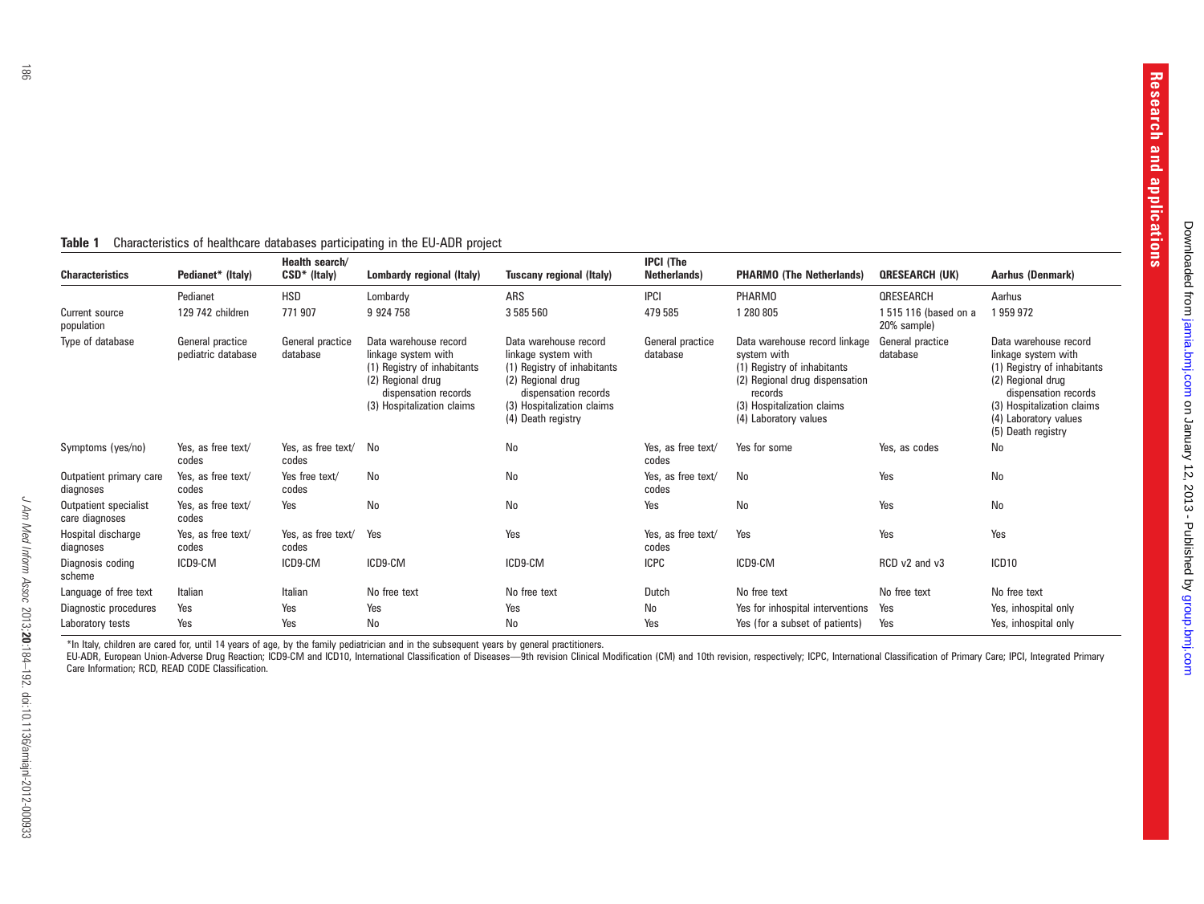**Table 1** Characteristics of healthcare databases participating in the EU-ADR project

| Characteristics | Pedianet* (Italy) | Health search/ CSD* (Italy) | Lombardy regional (Italy) | Tuscany regional (Italy) | IPCI (The Netherlands) | PHARMO (The Netherlands) | QRESEARCH (UK) | Aarhus (Denmark) |
|---|---|---|---|---|---|---|---|---|
| | Pedianet | HSD | Lombardy | ARS | IPCI | PHARMO | QRESEARCH | Aarhus |
| Current source population | 129 742 children | 771 907 | 9 924 758 | 3 585 560 | 479 585 | 1 280 805 | 1 515 116 (based on a 20% sample) | 1 959 972 |
| Type of database | General practice pediatric database | General practice database | Data warehouse record linkage system with (1) Registry of inhabitants (2) Regional drug dispensation records (3) Hospitalization claims | Data warehouse record linkage system with (1) Registry of inhabitants (2) Regional drug dispensation records (3) Hospitalization claims (4) Death registry | General practice database | Data warehouse record linkage system with (1) Registry of inhabitants (2) Regional drug dispensation records (3) Hospitalization claims (4) Laboratory values | General practice database | Data warehouse record linkage system with (1) Registry of inhabitants (2) Regional drug dispensation records (3) Hospitalization claims (4) Laboratory values (5) Death registry |
| Symptoms (yes/no) | Yes, as free text/ codes | Yes, as free text/ codes | No | No | Yes, as free text/ codes | Yes for some | Yes, as codes | No |
| Outpatient primary care diagnoses | Yes, as free text/ codes | Yes free text/ codes | No | No | Yes, as free text/ codes | No | Yes | No |
| Outpatient specialist care diagnoses | Yes, as free text/ codes | Yes | No | No | Yes | No | Yes | No |
| Hospital discharge diagnoses | Yes, as free text/ codes | Yes, as free text/ codes | Yes | Yes | Yes, as free text/ codes | Yes | Yes | Yes |
| Diagnosis coding scheme | ICD9-CM | ICD9-CM | ICD9-CM | ICD9-CM | ICPC | ICD9-CM | RCD v2 and v3 | ICD10 |
| Language of free text | Italian | Italian | No free text | No free text | Dutch | No free text | No free text | No free text |
| Diagnostic procedures | Yes | Yes | Yes | Yes | No | Yes for inhospital interventions | Yes | Yes, inhospital only |
| Laboratory tests | Yes | Yes | No | No | Yes | Yes (for a subset of patients) | Yes | Yes, inhospital only |

*In Italy, children are cared for, until 14 years of age, by the family pediatrician and in the subsequent years by general practitioners.

EU-ADR, European Union-Adverse Drug Reaction; ICD9-CM and ICD10, International Classification of Diseases—9th revision Clinical Modification (CM) and 10th revision, respectively; ICPC, International Classification of Primary Care; IPCI, Integrated Primary Care Information; RCD, READ CODE Classification.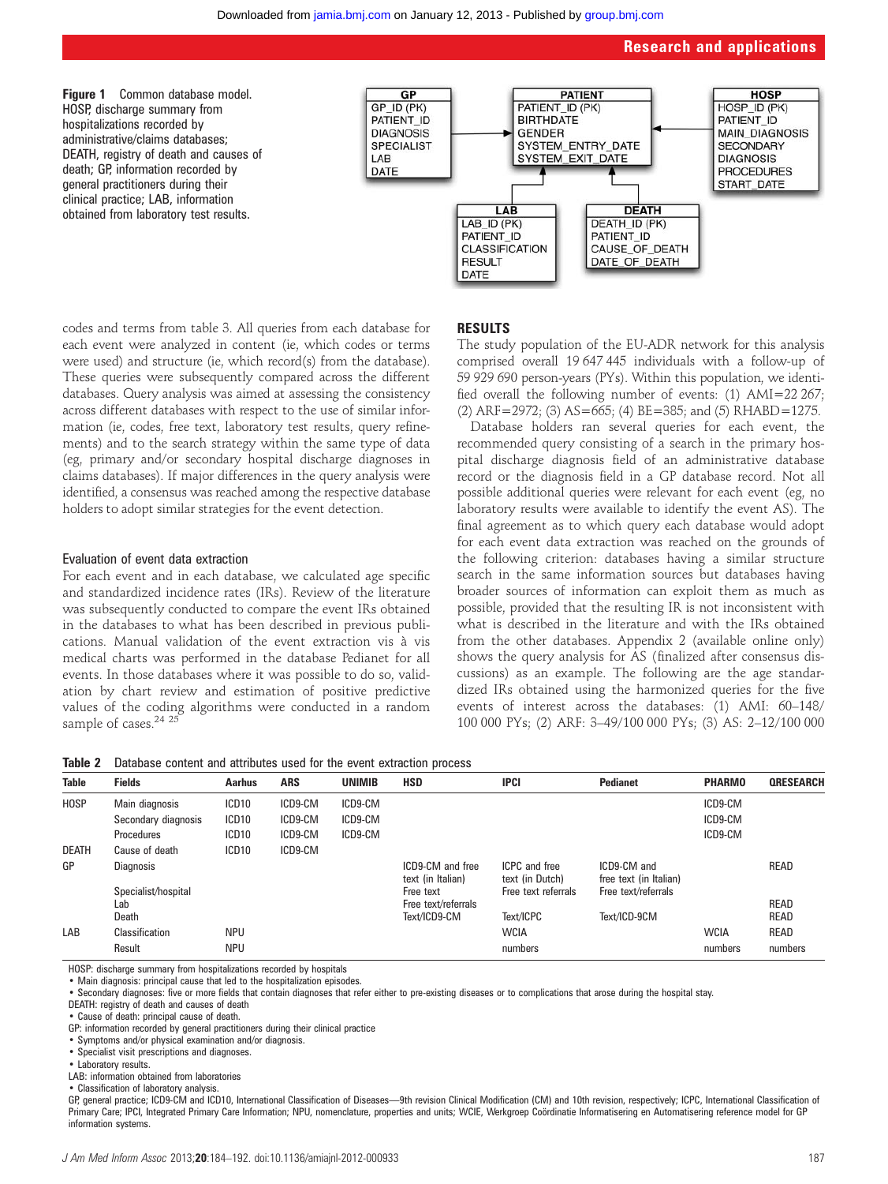**Figure 1** Common database model. HOSP, discharge summary from hospitalizations recorded by administrative/claims databases; DEATH, registry of death and causes of death; GP, information recorded by general practitioners during their clinical practice; LAB, information obtained from laboratory test results.

codes and terms from table 3. All queries from each database for each event were analyzed in content (ie, which codes or terms were used) and structure (ie, which record(s) from the database). These queries were subsequently compared across the different databases. Query analysis was aimed at assessing the consistency across different databases with respect to the use of similar information (ie, codes, free text, laboratory test results, query refinements) and to the search strategy within the same type of data (eg, primary and/or secondary hospital discharge diagnoses in claims databases). If major differences in the query analysis were identified, a consensus was reached among the respective database holders to adopt similar strategies for the event detection.

### Evaluation of event data extraction

For each event and in each database, we calculated age specific and standardized incidence rates (IRs). Review of the literature was subsequently conducted to compare the event IRs obtained in the databases to what has been described in previous publications. Manual validation of the event extraction vis à vis medical charts was performed in the database Pedianet for all events. In those databases where it was possible to do so, validation by chart review and estimation of positive predictive values of the coding algorithms were conducted in a random sample of cases.[24 25]

## RESULTS

The study population of the EU-ADR network for this analysis comprised overall 19 647 445 individuals with a follow-up of 59 929 690 person-years (PYs). Within this population, we identified overall the following number of events: (1) AMI=22 267; (2) ARF=2972; (3) AS=665; (4) BE=385; and (5) RHABD=1275.

Database holders ran several queries for each event, the recommended query consisting of a search in the primary hospital discharge diagnosis field of an administrative database record or the diagnosis field in a GP database record. Not all possible additional queries were relevant for each event (eg, no laboratory results were available to identify the event AS). The final agreement as to which query each database would adopt for each event data extraction was reached on the grounds of the following criterion: databases having a similar structure search in the same information sources but databases having broader sources of information can exploit them as much as possible, provided that the resulting IR is not inconsistent with what is described in the literature and with the IRs obtained from the other databases. Appendix 2 (available online only) shows the query analysis for AS (finalized after consensus discussions) as an example. The following are the age standardized IRs obtained using the harmonized queries for the five events of interest across the databases: (1) AMI: 60–148/100 000 PYs; (2) ARF: 3–49/100 000 PYs; (3) AS: 2–12/100 000

**Table 2** Database content and attributes used for the event extraction process

| Table | Fields | Aarhus | ARS | UNIMIB | HSD | IPCI | Pedianet | PHARMO | QRESEARCH |
|---|---|---|---|---|---|---|---|---|---|
| HOSP | Main diagnosis | ICD10 | ICD9-CM | ICD9-CM | | | | ICD9-CM | |
| | Secondary diagnosis | ICD10 | ICD9-CM | ICD9-CM | | | | ICD9-CM | |
| | Procedures | ICD10 | ICD9-CM | ICD9-CM | | | | ICD9-CM | |
| DEATH | Cause of death | ICD10 | ICD9-CM | | | | | | |
| GP | Diagnosis | | | | ICD9-CM and free text (in Italian) | ICPC and free text (in Dutch) | ICD9-CM and free text (in Italian) | | READ |
| | Specialist/hospital | | | | Free text | Free text referrals | Free text/referrals | | |
| | Lab | | | | Free text/referrals | | | | READ |
| | Death | | | | Text/ICD9-CM | Text/ICPC | Text/ICD-9CM | | READ |
| LAB | Classification | NPU | | | | WCIA | | WCIA | READ |
| | Result | NPU | | | | numbers | | numbers | numbers |

HOSP: discharge summary from hospitalizations recorded by hospitals
• Main diagnosis: principal cause that led to the hospitalization episodes.
• Secondary diagnoses: five or more fields that contain diagnoses that refer either to pre-existing diseases or to complications that arose during the hospital stay.
DEATH: registry of death and causes of death
• Cause of death: principal cause of death.
GP: information recorded by general practitioners during their clinical practice
• Symptoms and/or physical examination and/or diagnosis.
• Specialist visit prescriptions and diagnoses.
• Laboratory results.
LAB: information obtained from laboratories
• Classification of laboratory analysis.
GP, general practice; ICD9-CM and ICD10, International Classification of Diseases—9th revision Clinical Modification (CM) and 10th revision, respectively; ICPC, International Classification of Primary Care; IPCI, Integrated Primary Care Information; NPU, nomenclature, properties and units; WCIE, Werkgroep Coördinatie Informatisering en Automatisering reference model for GP information systems.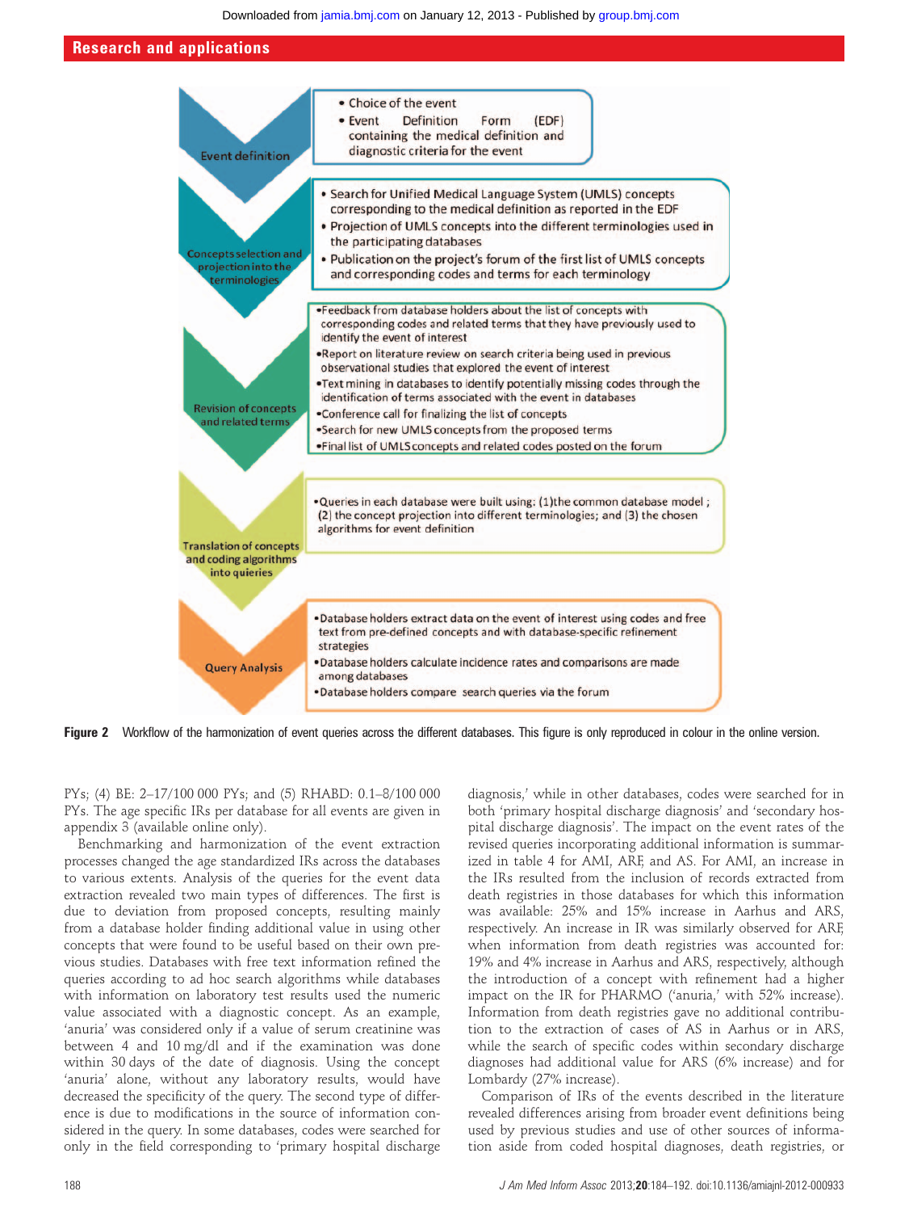- Choice of the event
- Event Definition Form (EDF) containing the medical definition and diagnostic criteria for the event

**Event definition**

- Search for Unified Medical Language System (UMLS) concepts corresponding to the medical definition as reported in the EDF
- Projection of UMLS concepts into the different terminologies used in the participating databases
- Publication on the project's forum of the first list of UMLS concepts and corresponding codes and terms for each terminology

**Concepts selection and projection into the terminologies**

- Feedback from database holders about the list of concepts with corresponding codes and related terms that they have previously used to identify the event of interest
- Report on literature review on search criteria being used in previous observational studies that explored the event of interest
- Text mining in databases to identify potentially missing codes through the identification of terms associated with the event in databases
- Conference call for finalizing the list of concepts
- Search for new UMLS concepts from the proposed terms
- Final list of UMLS concepts and related codes posted on the forum

**Revision of concepts and related terms**

- Queries in each database were built using: (1) the common database model; (2) the concept projection into different terminologies; and (3) the chosen algorithms for event definition

**Translation of concepts and coding algorithms into quieries**

- Database holders extract data on the event of interest using codes and free text from pre-defined concepts and with database-specific refinement strategies
- Database holders calculate incidence rates and comparisons are made among databases
- Database holders compare search queries via the forum

**Query Analysis**

**Figure 2** Workflow of the harmonization of event queries across the different databases. This figure is only reproduced in colour in the online version.

PYs; (4) BE: 2–17/100 000 PYs; and (5) RHABD: 0.1–8/100 000 PYs. The age specific IRs per database for all events are given in appendix 3 (available online only).

Benchmarking and harmonization of the event extraction processes changed the age standardized IRs across the databases to various extents. Analysis of the queries for the event data extraction revealed two main types of differences. The first is due to deviation from proposed concepts, resulting mainly from a database holder finding additional value in using other concepts that were found to be useful based on their own previous studies. Databases with free text information refined the queries according to ad hoc search algorithms while databases with information on laboratory test results used the numeric value associated with a diagnostic concept. As an example, 'anuria' was considered only if a value of serum creatinine was between 4 and 10 mg/dl and if the examination was done within 30 days of the date of diagnosis. Using the concept 'anuria' alone, without any laboratory results, would have decreased the specificity of the query. The second type of difference is due to modifications in the source of information considered in the query. In some databases, codes were searched for only in the field corresponding to 'primary hospital discharge diagnosis,' while in other databases, codes were searched for in both 'primary hospital discharge diagnosis' and 'secondary hospital discharge diagnosis'. The impact on the event rates of the revised queries incorporating additional information is summarized in table 4 for AMI, ARF, and AS. For AMI, an increase in the IRs resulted from the inclusion of records extracted from death registries in those databases for which this information was available: 25% and 15% increase in Aarhus and ARS, respectively. An increase in IR was similarly observed for ARF, when information from death registries was accounted for: 19% and 4% increase in Aarhus and ARS, respectively, although the introduction of a concept with refinement had a higher impact on the IR for PHARMO ('anuria,' with 52% increase). Information from death registries gave no additional contribution to the extraction of cases of AS in Aarhus or in ARS, while the search of specific codes within secondary discharge diagnoses had additional value for ARS (6% increase) and for Lombardy (27% increase).

Comparison of IRs of the events described in the literature revealed differences arising from broader event definitions being used by previous studies and use of other sources of information aside from coded hospital diagnoses, death registries, or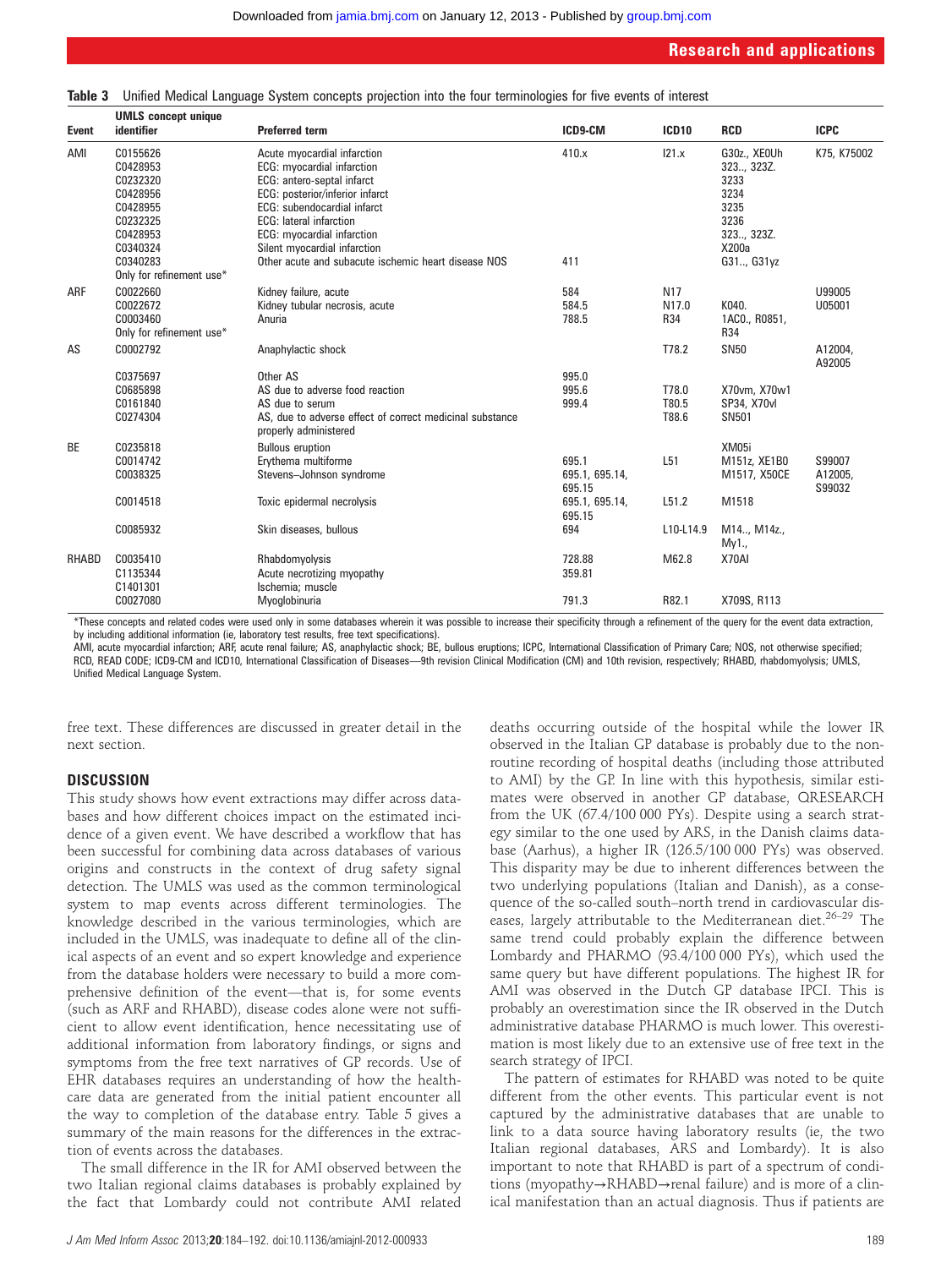**Table 3** Unified Medical Language System concepts projection into the four terminologies for five events of interest

| Event | UMLS concept unique identifier | Preferred term | ICD9-CM | ICD10 | RCD | ICPC |
|---|---|---|---|---|---|---|
| AMI | C0155626 | Acute myocardial infarction | 410.x | I21.x | G30z., XE0Uh | K75, K75002 |
| | C0428953 | ECG: myocardial infarction | | | 323.., 323Z. | |
| | C0232320 | ECG: antero-septal infarct | | | 3233 | |
| | C0428956 | ECG: posterior/inferior infarct | | | 3234 | |
| | C0428955 | ECG: subendocardial infarct | | | 3235 | |
| | C0232325 | ECG: lateral infarction | | | 3236 | |
| | C0428953 | ECG: myocardial infarction | | | 323.., 323Z. | |
| | C0340324 | Silent myocardial infarction | | | X200a | |
| | C0340283 Only for refinement use* | Other acute and subacute ischemic heart disease NOS | 411 | | G31.., G31yz | |
| ARF | C0022660 | Kidney failure, acute | 584 | N17 | | U99005 |
| | C0022672 | Kidney tubular necrosis, acute | 584.5 | N17.0 | K040. | U05001 |
| | C0003460 Only for refinement use* | Anuria | 788.5 | R34 | 1AC0., R0851, R34 | |
| AS | C0002792 | Anaphylactic shock | | T78.2 | SN50 | A12004, A92005 |
| | C0375697 | Other AS | 995.0 | | | |
| | C0685898 | AS due to adverse food reaction | 995.6 | T78.0 | X70vm, X70w1 | |
| | C0161840 | AS due to serum | 999.4 | T80.5 | SP34, X70vl | |
| | C0274304 | AS, due to adverse effect of correct medicinal substance properly administered | | T88.6 | SN501 | |
| BE | C0235818 | Bullous eruption | | | XM05i | |
| | C0014742 | Erythema multiforme | 695.1 | L51 | M151z, XE1B0 | S99007 |
| | C0038325 | Stevens–Johnson syndrome | 695.1, 695.14, 695.15 | | M1517, X50CE | A12005, S99032 |
| | C0014518 | Toxic epidermal necrolysis | 695.1, 695.14, 695.15 | L51.2 | M1518 | |
| | C0085932 | Skin diseases, bullous | 694 | L10-L14.9 | M14.., M14z., My1., | |
| RHABD | C0035410 | Rhabdomyolysis | 728.88 | M62.8 | X70AI | |
| | C1135344 | Acute necrotizing myopathy | 359.81 | | | |
| | C1401301 | Ischemia; muscle | | | | |
| | C0027080 | Myoglobinuria | 791.3 | R82.1 | X709S, R113 | |

*These concepts and related codes were used only in some databases wherein it was possible to increase their specificity through a refinement of the query for the event data extraction, by including additional information (ie, laboratory test results, free text specifications).

AMI, acute myocardial infarction; ARF, acute renal failure; AS, anaphylactic shock; BE, bullous eruptions; ICPC, International Classification of Primary Care; NOS, not otherwise specified; RCD, READ CODE; ICD9-CM and ICD10, International Classification of Diseases—9th revision Clinical Modification (CM) and 10th revision, respectively; RHABD, rhabdomyolysis; UMLS, Unified Medical Language System.

free text. These differences are discussed in greater detail in the next section.

## DISCUSSION

This study shows how event extractions may differ across databases and how different choices impact on the estimated incidence of a given event. We have described a workflow that has been successful for combining data across databases of various origins and constructs in the context of drug safety signal detection. The UMLS was used as the common terminological system to map events across different terminologies. The knowledge described in the various terminologies, which are included in the UMLS, was inadequate to define all of the clinical aspects of an event and so expert knowledge and experience from the database holders were necessary to build a more comprehensive definition of the event—that is, for some events (such as ARF and RHABD), disease codes alone were not sufficient to allow event identification, hence necessitating use of additional information from laboratory findings, or signs and symptoms from the free text narratives of GP records. Use of EHR databases requires an understanding of how the healthcare data are generated from the initial patient encounter all the way to completion of the database entry. Table 5 gives a summary of the main reasons for the differences in the extraction of events across the databases.

The small difference in the IR for AMI observed between the two Italian regional claims databases is probably explained by the fact that Lombardy could not contribute AMI related deaths occurring outside of the hospital while the lower IR observed in the Italian GP database is probably due to the non-routine recording of hospital deaths (including those attributed to AMI) by the GP. In line with this hypothesis, similar estimates were observed in another GP database, QRESEARCH from the UK (67.4/100 000 PYs). Despite using a search strategy similar to the one used by ARS, in the Danish claims database (Aarhus), a higher IR (126.5/100 000 PYs) was observed. This disparity may be due to inherent differences between the two underlying populations (Italian and Danish), as a consequence of the so-called south–north trend in cardiovascular diseases, largely attributable to the Mediterranean diet.[26–29] The same trend could probably explain the difference between Lombardy and PHARMO (93.4/100 000 PYs), which used the same query but have different populations. The highest IR for AMI was observed in the Dutch GP database IPCI. This is probably an overestimation since the IR observed in the Dutch administrative database PHARMO is much lower. This overestimation is most likely due to an extensive use of free text in the search strategy of IPCI.

The pattern of estimates for RHABD was noted to be quite different from the other events. This particular event is not captured by the administrative databases that are unable to link to a data source having laboratory results (ie, the two Italian regional databases, ARS and Lombardy). It is also important to note that RHABD is part of a spectrum of conditions (myopathy→RHABD→renal failure) and is more of a clinical manifestation than an actual diagnosis. Thus if patients are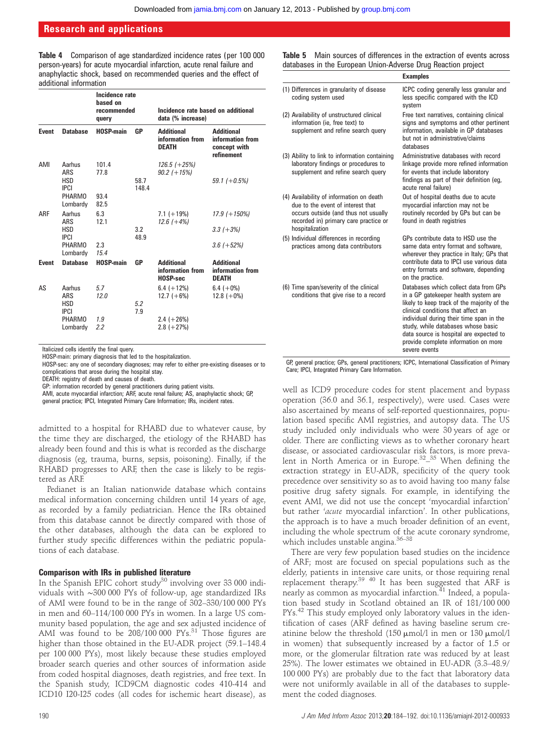**Table 4** Comparison of age standardized incidence rates (per 100 000 person-years) for acute myocardial infarction, acute renal failure and anaphylactic shock, based on recommended queries and the effect of additional information

| | | Incidence rate based on recommended query | | Incidence rate based on additional data (% increase) | |
|---|---|---|---|---|---|
| **Event** | **Database** | **HOSP-main** | **GP** | **Additional information from DEATH** | **Additional information from concept with refinement** |
| AMI | Aarhus | 101.4 | | *126.5 (+25%)* | |
| | ARS | 77.8 | | *90.2 (+15%)* | |
| | HSD | | 58.7 | | *59.1 (+0.5%)* |
| | IPCI | | 148.4 | | |
| | PHARMO | 93.4 | | | |
| | Lombardy | 82.5 | | | |
| ARF | Aarhus | 6.3 | | 7.1 (+19%) | *17.9 (+150%)* |
| | ARS | 12.1 | | *12.6 (+4%)* | |
| | HSD | | 3.2 | | *3.3 (+3%)* |
| | IPCI | | 48.9 | | |
| | PHARMO | 2.3 | | | *3.6 (+52%)* |
| | Lombardy | *15.4* | | | |
| **Event** | **Database** | **HOSP-main** | **GP** | **Additional information from HOSP-sec** | **Additional information from DEATH** |
| AS | Aarhus | *5.7* | | 6.4 (+12%) | 6.4 (+0%) |
| | ARS | *12.0* | | 12.7 (+6%) | 12.8 (+0%) |
| | HSD | | *5.2* | | |
| | IPCI | | 7.9 | | |
| | PHARMO | *1.9* | | 2.4 (+26%) | |
| | Lombardy | *2.2* | | 2.8 (+27%) | |

Italicized cells identify the final query.
HOSP-main: primary diagnosis that led to the hospitalization.
HOSP-sec: any one of secondary diagnoses; may refer to either pre-existing diseases or to complications that arose during the hospital stay.
DEATH: registry of death and causes of death.
GP: information recorded by general practitioners during patient visits.
AMI, acute myocardial infarction; ARF, acute renal failure; AS, anaphylactic shock; GP, general practice; IPCI, Integrated Primary Care Information; IRs, incident rates.

admitted to a hospital for RHABD due to whatever cause, by the time they are discharged, the etiology of the RHABD has already been found and this is what is recorded as the discharge diagnosis (eg, trauma, burns, sepsis, poisoning). Finally, if the RHABD progresses to ARF, then the case is likely to be registered as ARF.

Pedianet is an Italian nationwide database which contains medical information concerning children until 14 years of age, as recorded by a family pediatrician. Hence the IRs obtained from this database cannot be directly compared with those of the other databases, although the data can be explored to further study specific differences within the pediatric populations of each database.

### Comparison with IRs in published literature

In the Spanish EPIC cohort study[30] involving over 33 000 individuals with ~300 000 PYs of follow-up, age standardized IRs of AMI were found to be in the range of 302–330/100 000 PYs in men and 60–114/100 000 PYs in women. In a large US community based population, the age and sex adjusted incidence of AMI was found to be 208/100 000 PYs.[31] Those figures are higher than those obtained in the EU-ADR project (59.1–148.4 per 100 000 PYs), most likely because these studies employed broader search queries and other sources of information aside from coded hospital diagnoses, death registries, and free text. In the Spanish study, ICD9CM diagnostic codes 410-414 and ICD10 I20-I25 codes (all codes for ischemic heart disease), as well as ICD9 procedure codes for stent placement and bypass operation (36.0 and 36.1, respectively), were used. Cases were also ascertained by means of self-reported questionnaires, population based specific AMI registries, and autopsy data. The US study included only individuals who were 30 years of age or older. There are conflicting views as to whether coronary heart disease, or associated cardiovascular risk factors, is more prevalent in North America or in Europe.[32–35] When defining the extraction strategy in EU-ADR, specificity of the query took precedence over sensitivity so as to avoid having too many false positive drug safety signals. For example, in identifying the event AMI, we did not use the concept 'myocardial infarction' but rather '*acute* myocardial infarction'. In other publications, the approach is to have a much broader definition of an event, including the whole spectrum of the acute coronary syndrome, which includes unstable angina.[36–38]

There are very few population based studies on the incidence of ARF; most are focused on special populations such as the elderly, patients in intensive care units, or those requiring renal replacement therapy.[39 40] It has been suggested that ARF is nearly as common as myocardial infarction.[41] Indeed, a population based study in Scotland obtained an IR of 181/100 000 PYs.[42] This study employed only laboratory values in the identification of cases (ARF defined as having baseline serum creatinine below the threshold (150 μmol/l in men or 130 μmol/l in women) that subsequently increased by a factor of 1.5 or more, or the glomerular filtration rate was reduced by at least 25%). The lower estimates we obtained in EU-ADR (3.3–48.9/100 000 PYs) are probably due to the fact that laboratory data were not uniformly available in all of the databases to supplement the coded diagnoses.

**Table 5** Main sources of differences in the extraction of events across databases in the European Union-Adverse Drug Reaction project

| | Examples |
|---|---|
| (1) Differences in granularity of disease coding system used | ICPC coding generally less granular and less specific compared with the ICD system |
| (2) Availability of unstructured clinical information (ie, free text) to supplement and refine search query | Free text narratives, containing clinical signs and symptoms and other pertinent information, available in GP databases but not in administrative/claims databases |
| (3) Ability to link to information containing laboratory findings or procedures to supplement and refine search query | Administrative databases with record linkage provide more refined information for events that include laboratory findings as part of their definition (eg, acute renal failure) |
| (4) Availability of information on death due to the event of interest that occurs outside (and thus not usually recorded in) primary care practice or hospitalization | Out of hospital deaths due to acute myocardial infarction may not be routinely recorded by GPs but can be found in death registries |
| (5) Individual differences in recording practices among data contributors | GPs contribute data to HSD use the same data entry format and software, wherever they practice in Italy; GPs that contribute data to IPCI use various data entry formats and software, depending on the practice. |
| (6) Time span/severity of the clinical conditions that give rise to a record | Databases which collect data from GPs in a GP gatekeeper health system are likely to keep track of the majority of the clinical conditions that affect an individual during their time span in the study, while databases whose basic data source is hospital are expected to provide complete information on more severe events |

GP, general practice; GPs, general practitioners; ICPC, International Classification of Primary Care; IPCI, Integrated Primary Care Information.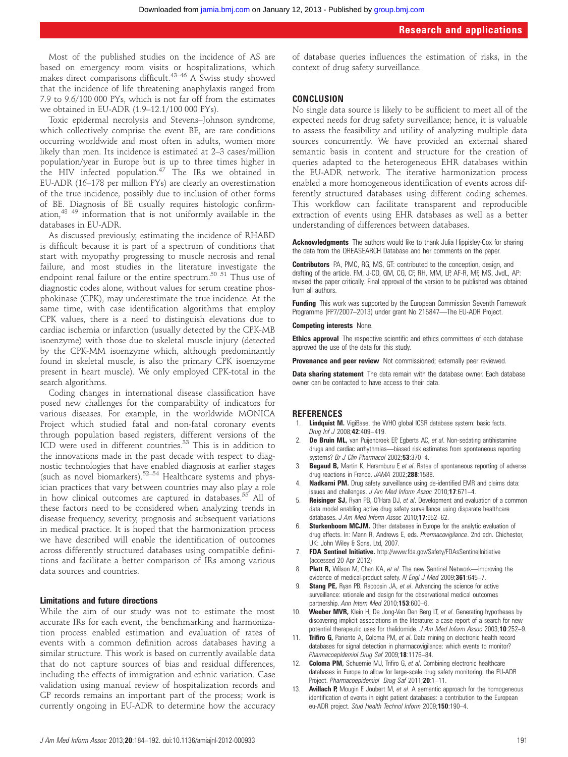Most of the published studies on the incidence of AS are based on emergency room visits or hospitalizations, which makes direct comparisons difficult.[43–46] A Swiss study showed that the incidence of life threatening anaphylaxis ranged from 7.9 to 9.6/100 000 PYs, which is not far off from the estimates we obtained in EU-ADR (1.9–12.1/100 000 PYs).

Toxic epidermal necrolysis and Stevens–Johnson syndrome, which collectively comprise the event BE, are rare conditions occurring worldwide and most often in adults, women more likely than men. Its incidence is estimated at 2–3 cases/million population/year in Europe but is up to three times higher in the HIV infected population.[47] The IRs we obtained in EU-ADR (16–178 per million PYs) are clearly an overestimation of the true incidence, possibly due to inclusion of other forms of BE. Diagnosis of BE usually requires histologic confirmation,[48 49] information that is not uniformly available in the databases in EU-ADR.

As discussed previously, estimating the incidence of RHABD is difficult because it is part of a spectrum of conditions that start with myopathy progressing to muscle necrosis and renal failure, and most studies in the literature investigate the endpoint renal failure or the entire spectrum.[50 51] Thus use of diagnostic codes alone, without values for serum creatine phosphokinase (CPK), may underestimate the true incidence. At the same time, with case identification algorithms that employ CPK values, there is a need to distinguish elevations due to cardiac ischemia or infarction (usually detected by the CPK-MB isoenzyme) with those due to skeletal muscle injury (detected by the CPK-MM isoenzyme which, although predominantly found in skeletal muscle, is also the primary CPK isoenzyme present in heart muscle). We only employed CPK-total in the search algorithms.

Coding changes in international disease classification have posed new challenges for the comparability of indicators for various diseases. For example, in the worldwide MONICA Project which studied fatal and non-fatal coronary events through population based registers, different versions of the ICD were used in different countries.[33] This is in addition to the innovations made in the past decade with respect to diagnostic technologies that have enabled diagnosis at earlier stages (such as novel biomarkers).[52–54] Healthcare systems and physician practices that vary between countries may also play a role in how clinical outcomes are captured in databases.[55] All of these factors need to be considered when analyzing trends in disease frequency, severity, prognosis and subsequent variations in medical practice. It is hoped that the harmonization process we have described will enable the identification of outcomes across differently structured databases using compatible definitions and facilitate a better comparison of IRs among various data sources and countries.

### Limitations and future directions

While the aim of our study was not to estimate the most accurate IRs for each event, the benchmarking and harmonization process enabled estimation and evaluation of rates of events with a common definition across databases having a similar structure. This work is based on currently available data that do not capture sources of bias and residual differences, including the effects of immigration and ethnic variation. Case validation using manual review of hospitalization records and GP records remains an important part of the process; work is currently ongoing in EU-ADR to determine how the accuracy of database queries influences the estimation of risks, in the context of drug safety surveillance.

## CONCLUSION

No single data source is likely to be sufficient to meet all of the expected needs for drug safety surveillance; hence, it is valuable to assess the feasibility and utility of analyzing multiple data sources concurrently. We have provided an external shared semantic basis in content and structure for the creation of queries adapted to the heterogeneous EHR databases within the EU-ADR network. The iterative harmonization process enabled a more homogeneous identification of events across differently structured databases using different coding schemes. This workflow can facilitate transparent and reproducible extraction of events using EHR databases as well as a better understanding of differences between databases.

**Acknowledgments** The authors would like to thank Julia Hippisley-Cox for sharing the data from the QREASEARCH Database and her comments on the paper.

**Contributors** PA, PMC, RG, MS, GT: contributed to the conception, design, and drafting of the article. FM, J-CD, GM, CG, CF, RH, MM, LP, AF-R, MF, MS, JvdL, AP: revised the paper critically. Final approval of the version to be published was obtained from all authors.

**Funding** This work was supported by the European Commission Seventh Framework Programme (FP7/2007–2013) under grant No 215847—The EU-ADR Project.

**Competing interests** None.

**Ethics approval** The respective scientific and ethics committees of each database approved the use of the data for this study.

**Provenance and peer review** Not commissioned; externally peer reviewed.

**Data sharing statement** The data remain with the database owner. Each database owner can be contacted to have access to their data.

## REFERENCES

1. **Lindquist M.** VigiBase, the WHO global ICSR database system: basic facts. *Drug Inf J* 2008;**42**:409–419.
2. **De Bruin ML,** van Puijenbroek EP, Egberts AC, *et al*. Non-sedating antihistamine drugs and cardiac arrhythmias—biased risk estimates from spontaneous reporting systems? *Br J Clin Pharmacol* 2002;**53**:370–4.
3. **Begaud B,** Martin K, Haramburu F, *et al*. Rates of spontaneous reporting of adverse drug reactions in France. *JAMA* 2002;**288**:1588.
4. **Nadkarni PM.** Drug safety surveillance using de-identified EMR and claims data: issues and challenges. *J Am Med Inform Assoc* 2010;**17**:671–4.
5. **Reisinger SJ,** Ryan PB, O'Hara DJ, *et al*. Development and evaluation of a common data model enabling active drug safety surveillance using disparate healthcare databases. *J Am Med Inform Assoc* 2010;**17**:652–62.
6. **Sturkenboom MCJM.** Other databases in Europe for the analytic evaluation of drug effects. In: Mann R, Andrews E, eds. *Pharmacovigilance*. 2nd edn. Chichester, UK: John Wiley & Sons, Ltd, 2007.
7. **FDA Sentinel Initiative.** http://www.fda.gov/Safety/FDAsSentinelInitiative (accessed 20 Apr 2012)
8. **Platt R,** Wilson M, Chan KA, *et al*. The new Sentinel Network—improving the evidence of medical-product safety. *N Engl J Med* 2009;**361**:645–7.
9. **Stang PE,** Ryan PB, Racoosin JA, *et al*. Advancing the science for active surveillance: rationale and design for the observational medical outcomes partnership. *Ann Intern Med* 2010;**153**:600–6.
10. **Weeber MVR,** Klein H, De Jong-Van Den Berg LT, *et al*. Generating hypotheses by discovering implicit associations in the literature: a case report of a search for new potential therapeutic uses for thalidomide. *J Am Med Inform Assoc* 2003;**10**:252–9.
11. **Trifiro G,** Pariente A, Coloma PM, *et al*. Data mining on electronic health record databases for signal detection in pharmacovigilance: which events to monitor? *Pharmacoepidemiol Drug Saf* 2009;**18**:1176–84.
12. **Coloma PM,** Schuemie MJ, Trifiro G, *et al*. Combining electronic healthcare databases in Europe to allow for large-scale drug safety monitoring: the EU-ADR Project. *Pharmacoepidemiol Drug Saf* 2011;**20**:1–11.
13. **Avillach P,** Mougin F, Joubert M, *et al*. A semantic approach for the homogeneous identification of events in eight patient databases: a contribution to the European eu-ADR project. *Stud Health Technol Inform* 2009;**150**:190–4.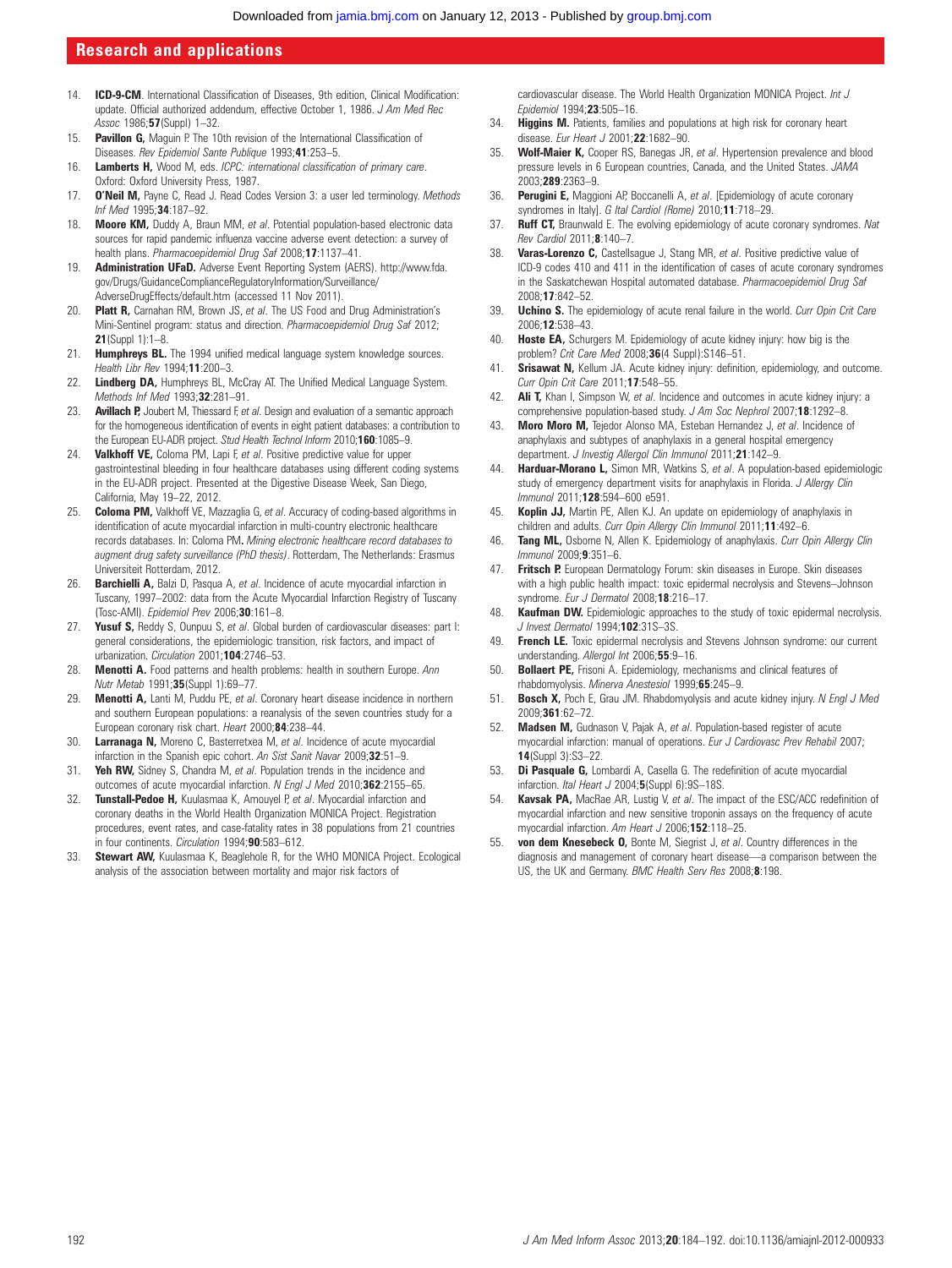14. **ICD-9-CM**. International Classification of Diseases, 9th edition, Clinical Modification: update. Official authorized addendum, effective October 1, 1986. *J Am Med Rec Assoc* 1986;**57**(Suppl) 1–32.
15. **Pavillon G,** Maguin P. The 10th revision of the International Classification of Diseases. *Rev Epidemiol Sante Publique* 1993;**41**:253–5.
16. **Lamberts H,** Wood M, eds. *ICPC: international classification of primary care*. Oxford: Oxford University Press, 1987.
17. **O'Neil M,** Payne C, Read J. Read Codes Version 3: a user led terminology. *Methods Inf Med* 1995;**34**:187–92.
18. **Moore KM,** Duddy A, Braun MM, *et al*. Potential population-based electronic data sources for rapid pandemic influenza vaccine adverse event detection: a survey of health plans. *Pharmacoepidemiol Drug Saf* 2008;**17**:1137–41.
19. **Administration UFaD.** Adverse Event Reporting System (AERS). http://www.fda.gov/Drugs/GuidanceComplianceRegulatoryInformation/Surveillance/AdverseDrugEffects/default.htm (accessed 11 Nov 2011).
20. **Platt R,** Carnahan RM, Brown JS, *et al*. The US Food and Drug Administration's Mini-Sentinel program: status and direction. *Pharmacoepidemiol Drug Saf* 2012;**21**(Suppl 1):1–8.
21. **Humphreys BL.** The 1994 unified medical language system knowledge sources. *Health Libr Rev* 1994;**11**:200–3.
22. **Lindberg DA,** Humphreys BL, McCray AT. The Unified Medical Language System. *Methods Inf Med* 1993;**32**:281–91.
23. **Avillach P,** Joubert M, Thiessard F, *et al*. Design and evaluation of a semantic approach for the homogeneous identification of events in eight patient databases: a contribution to the European EU-ADR project. *Stud Health Technol Inform* 2010;**160**:1085–9.
24. **Valkhoff VE,** Coloma PM, Lapi F, *et al*. Positive predictive value for upper gastrointestinal bleeding in four healthcare databases using different coding systems in the EU-ADR project. Presented at the Digestive Disease Week, San Diego, California, May 19–22, 2012.
25. **Coloma PM,** Valkhoff VE, Mazzaglia G, *et al*. Accuracy of coding-based algorithms in identification of acute myocardial infarction in multi-country electronic healthcare records databases. In: Coloma PM**.** *Mining electronic healthcare record databases to augment drug safety surveillance (PhD thesis)*. Rotterdam, The Netherlands: Erasmus Universiteit Rotterdam, 2012.
26. **Barchielli A,** Balzi D, Pasqua A, *et al*. Incidence of acute myocardial infarction in Tuscany, 1997–2002: data from the Acute Myocardial Infarction Registry of Tuscany (Tosc-AMI). *Epidemiol Prev* 2006;**30**:161–8.
27. **Yusuf S,** Reddy S, Ounpuu S, *et al*. Global burden of cardiovascular diseases: part I: general considerations, the epidemiologic transition, risk factors, and impact of urbanization. *Circulation* 2001;**104**:2746–53.
28. **Menotti A.** Food patterns and health problems: health in southern Europe. *Ann Nutr Metab* 1991;**35**(Suppl 1):69–77.
29. **Menotti A,** Lanti M, Puddu PE, *et al*. Coronary heart disease incidence in northern and southern European populations: a reanalysis of the seven countries study for a European coronary risk chart. *Heart* 2000;**84**:238–44.
30. **Larranaga N,** Moreno C, Basterretxea M, *et al*. Incidence of acute myocardial infarction in the Spanish epic cohort. *An Sist Sanit Navar* 2009;**32**:51–9.
31. **Yeh RW,** Sidney S, Chandra M, *et al*. Population trends in the incidence and outcomes of acute myocardial infarction. *N Engl J Med* 2010;**362**:2155–65.
32. **Tunstall-Pedoe H,** Kuulasmaa K, Amouyel P, *et al*. Myocardial infarction and coronary deaths in the World Health Organization MONICA Project. Registration procedures, event rates, and case-fatality rates in 38 populations from 21 countries in four continents. *Circulation* 1994;**90**:583–612.
33. **Stewart AW,** Kuulasmaa K, Beaglehole R, for the WHO MONICA Project. Ecological analysis of the association between mortality and major risk factors of cardiovascular disease. The World Health Organization MONICA Project. *Int J Epidemiol* 1994;**23**:505–16.
34. **Higgins M.** Patients, families and populations at high risk for coronary heart disease. *Eur Heart J* 2001;**22**:1682–90.
35. **Wolf-Maier K,** Cooper RS, Banegas JR, *et al*. Hypertension prevalence and blood pressure levels in 6 European countries, Canada, and the United States. *JAMA* 2003;**289**:2363–9.
36. **Perugini E,** Maggioni AP, Boccanelli A, *et al*. [Epidemiology of acute coronary syndromes in Italy]. *G Ital Cardiol (Rome)* 2010;**11**:718–29.
37. **Ruff CT,** Braunwald E. The evolving epidemiology of acute coronary syndromes. *Nat Rev Cardiol* 2011;**8**:140–7.
38. **Varas-Lorenzo C,** Castellsague J, Stang MR, *et al*. Positive predictive value of ICD-9 codes 410 and 411 in the identification of cases of acute coronary syndromes in the Saskatchewan Hospital automated database. *Pharmacoepidemiol Drug Saf* 2008;**17**:842–52.
39. **Uchino S.** The epidemiology of acute renal failure in the world. *Curr Opin Crit Care* 2006;**12**:538–43.
40. **Hoste EA,** Schurgers M. Epidemiology of acute kidney injury: how big is the problem? *Crit Care Med* 2008;**36**(4 Suppl):S146–51.
41. **Srisawat N,** Kellum JA. Acute kidney injury: definition, epidemiology, and outcome. *Curr Opin Crit Care* 2011;**17**:548–55.
42. **Ali T,** Khan I, Simpson W, *et al*. Incidence and outcomes in acute kidney injury: a comprehensive population-based study. *J Am Soc Nephrol* 2007;**18**:1292–8.
43. **Moro Moro M,** Tejedor Alonso MA, Esteban Hernandez J, *et al*. Incidence of anaphylaxis and subtypes of anaphylaxis in a general hospital emergency department. *J Investig Allergol Clin Immunol* 2011;**21**:142–9.
44. **Harduar-Morano L,** Simon MR, Watkins S, *et al*. A population-based epidemiologic study of emergency department visits for anaphylaxis in Florida. *J Allergy Clin Immunol* 2011;**128**:594–600 e591.
45. **Koplin JJ,** Martin PE, Allen KJ. An update on epidemiology of anaphylaxis in children and adults. *Curr Opin Allergy Clin Immunol* 2011;**11**:492–6.
46. **Tang ML,** Osborne N, Allen K. Epidemiology of anaphylaxis. *Curr Opin Allergy Clin Immunol* 2009;**9**:351–6.
47. **Fritsch P.** European Dermatology Forum: skin diseases in Europe. Skin diseases with a high public health impact: toxic epidermal necrolysis and Stevens–Johnson syndrome. *Eur J Dermatol* 2008;**18**:216–17.
48. **Kaufman DW.** Epidemiologic approaches to the study of toxic epidermal necrolysis. *J Invest Dermatol* 1994;**102**:31S–3S.
49. **French LE.** Toxic epidermal necrolysis and Stevens Johnson syndrome: our current understanding. *Allergol Int* 2006;**55**:9–16.
50. **Bollaert PE,** Frisoni A. Epidemiology, mechanisms and clinical features of rhabdomyolysis. *Minerva Anestesiol* 1999;**65**:245–9.
51. **Bosch X,** Poch E, Grau JM. Rhabdomyolysis and acute kidney injury. *N Engl J Med* 2009;**361**:62–72.
52. **Madsen M,** Gudnason V, Pajak A, *et al*. Population-based register of acute myocardial infarction: manual of operations. *Eur J Cardiovasc Prev Rehabil* 2007;**14**(Suppl 3):S3–22.
53. **Di Pasquale G,** Lombardi A, Casella G. The redefinition of acute myocardial infarction. *Ital Heart J* 2004;**5**(Suppl 6):9S–18S.
54. **Kavsak PA,** MacRae AR, Lustig V, *et al*. The impact of the ESC/ACC redefinition of myocardial infarction and new sensitive troponin assays on the frequency of acute myocardial infarction. *Am Heart J* 2006;**152**:118–25.
55. **von dem Knesebeck O,** Bonte M, Siegrist J, *et al*. Country differences in the diagnosis and management of coronary heart disease—a comparison between the US, the UK and Germany. *BMC Health Serv Res* 2008;**8**:198.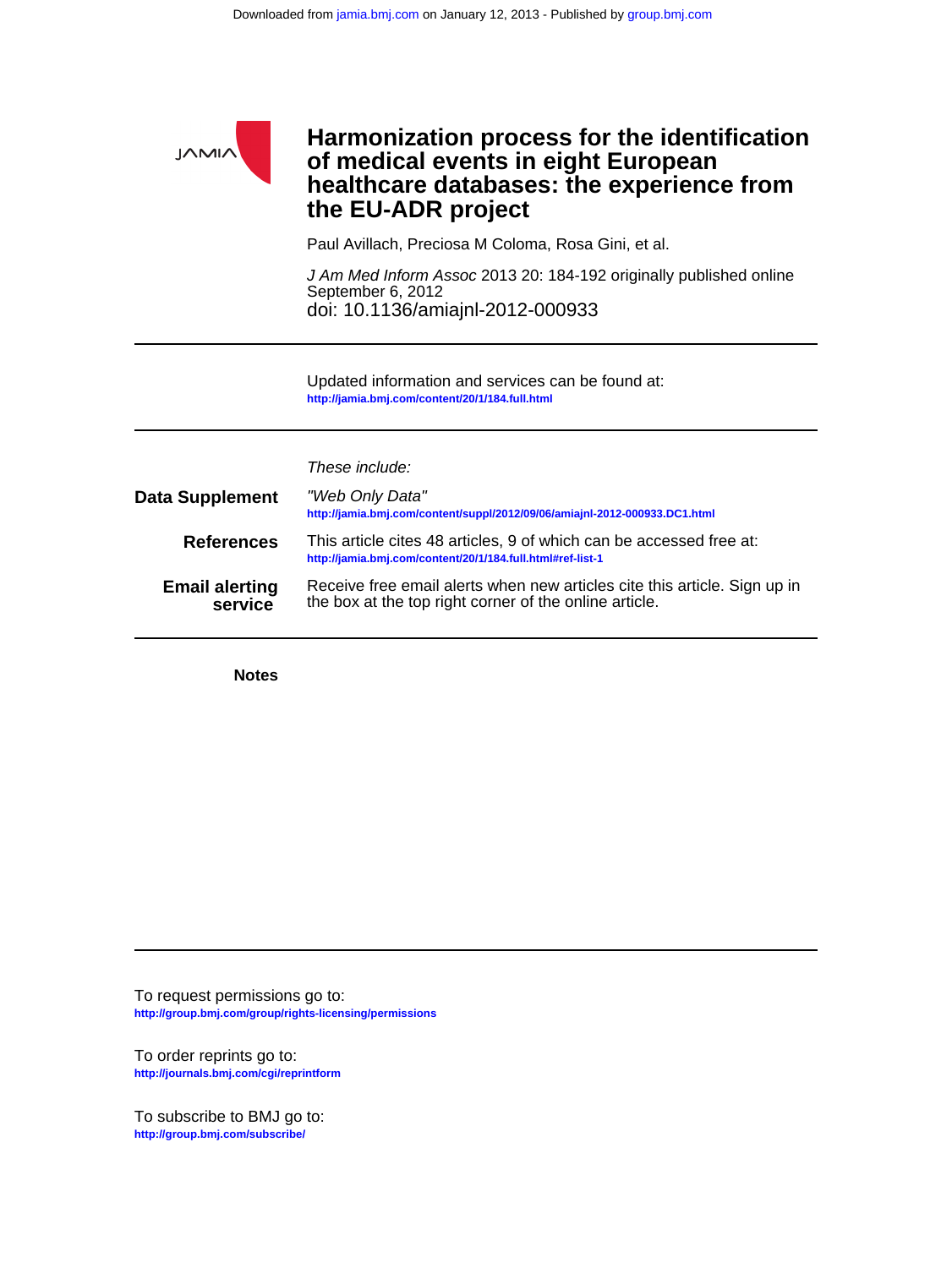Downloaded from jamia.bmj.com on January 12, 2013 - Published by group.bmj.com

JAMIA

# Harmonization process for the identification of medical events in eight European healthcare databases: the experience from the EU-ADR project

Paul Avillach, Preciosa M Coloma, Rosa Gini, et al.

*J Am Med Inform Assoc* 2013 20: 184-192 originally published online September 6, 2012
doi: 10.1136/amiajnl-2012-000933

Updated information and services can be found at:
**http://jamia.bmj.com/content/20/1/184.full.html**

*These include:*

| | |
|---|---|
| **Data Supplement** | *"Web Only Data"* **http://jamia.bmj.com/content/suppl/2012/09/06/amiajnl-2012-000933.DC1.html** |
| **References** | This article cites 48 articles, 9 of which can be accessed free at: **http://jamia.bmj.com/content/20/1/184.full.html#ref-list-1** |
| **Email alerting service** | Receive free email alerts when new articles cite this article. Sign up in the box at the top right corner of the online article. |

**Notes**

To request permissions go to:
**http://group.bmj.com/group/rights-licensing/permissions**

To order reprints go to:
**http://journals.bmj.com/cgi/reprintform**

To subscribe to BMJ go to:
**http://group.bmj.com/subscribe/**